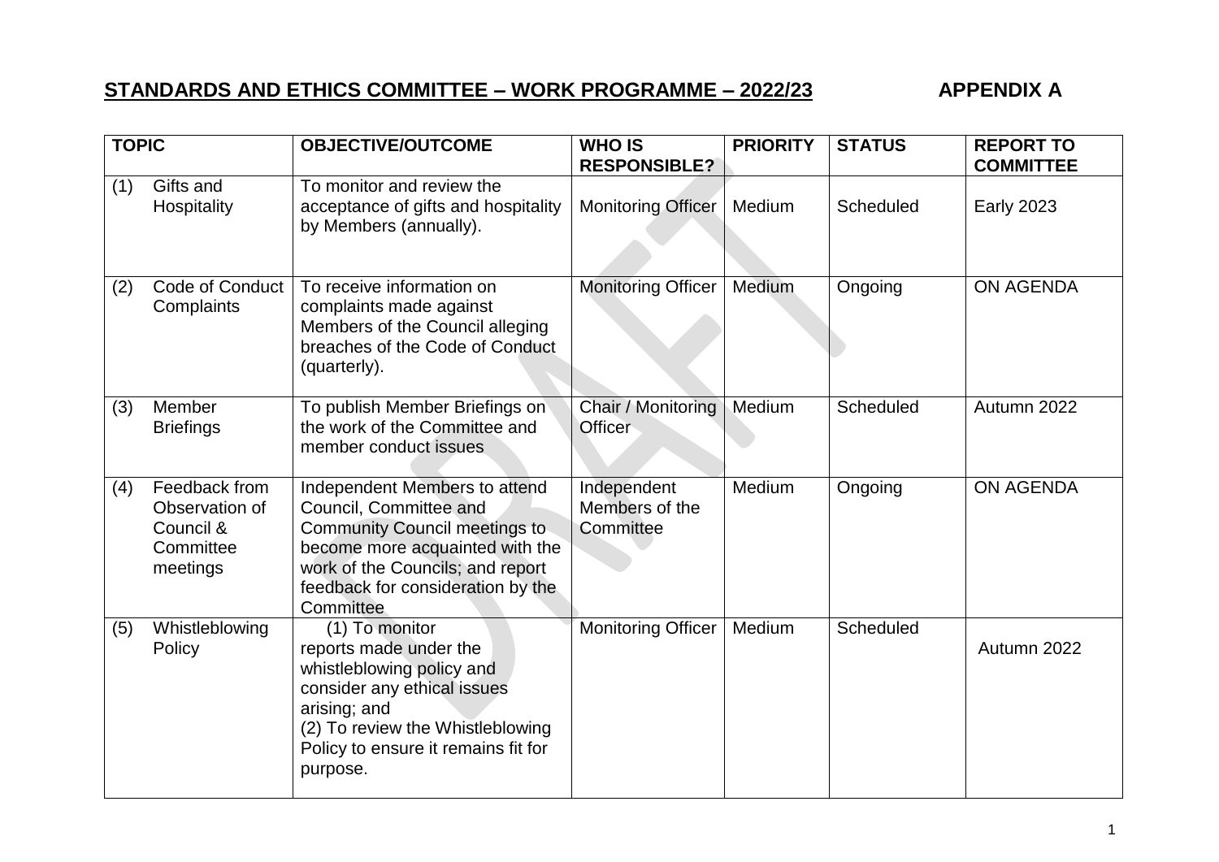## STANDARDS AND ETHICS COMMITTEE – WORK PROGRAMME – 2022/23 APPENDIX A

| TOPIC | OBJECTIVE/OUTCOME | WHO IS RESPONSIBLE? | PRIORITY | STATUS | REPORT TO COMMITTEE |
|---|---|---|---|---|---|
| (1) Gifts and Hospitality | To monitor and review the acceptance of gifts and hospitality by Members (annually). | Monitoring Officer | Medium | Scheduled | Early 2023 |
| (2) Code of Conduct Complaints | To receive information on complaints made against Members of the Council alleging breaches of the Code of Conduct (quarterly). | Monitoring Officer | Medium | Ongoing | ON AGENDA |
| (3) Member Briefings | To publish Member Briefings on the work of the Committee and member conduct issues | Chair / Monitoring Officer | Medium | Scheduled | Autumn 2022 |
| (4) Feedback from Observation of Council & Committee meetings | Independent Members to attend Council, Committee and Community Council meetings to become more acquainted with the work of the Councils; and report feedback for consideration by the Committee | Independent Members of the Committee | Medium | Ongoing | ON AGENDA |
| (5) Whistleblowing Policy | (1) To monitor reports made under the whistleblowing policy and consider any ethical issues arising; and<br>(2) To review the Whistleblowing Policy to ensure it remains fit for purpose. | Monitoring Officer | Medium | Scheduled | Autumn 2022 |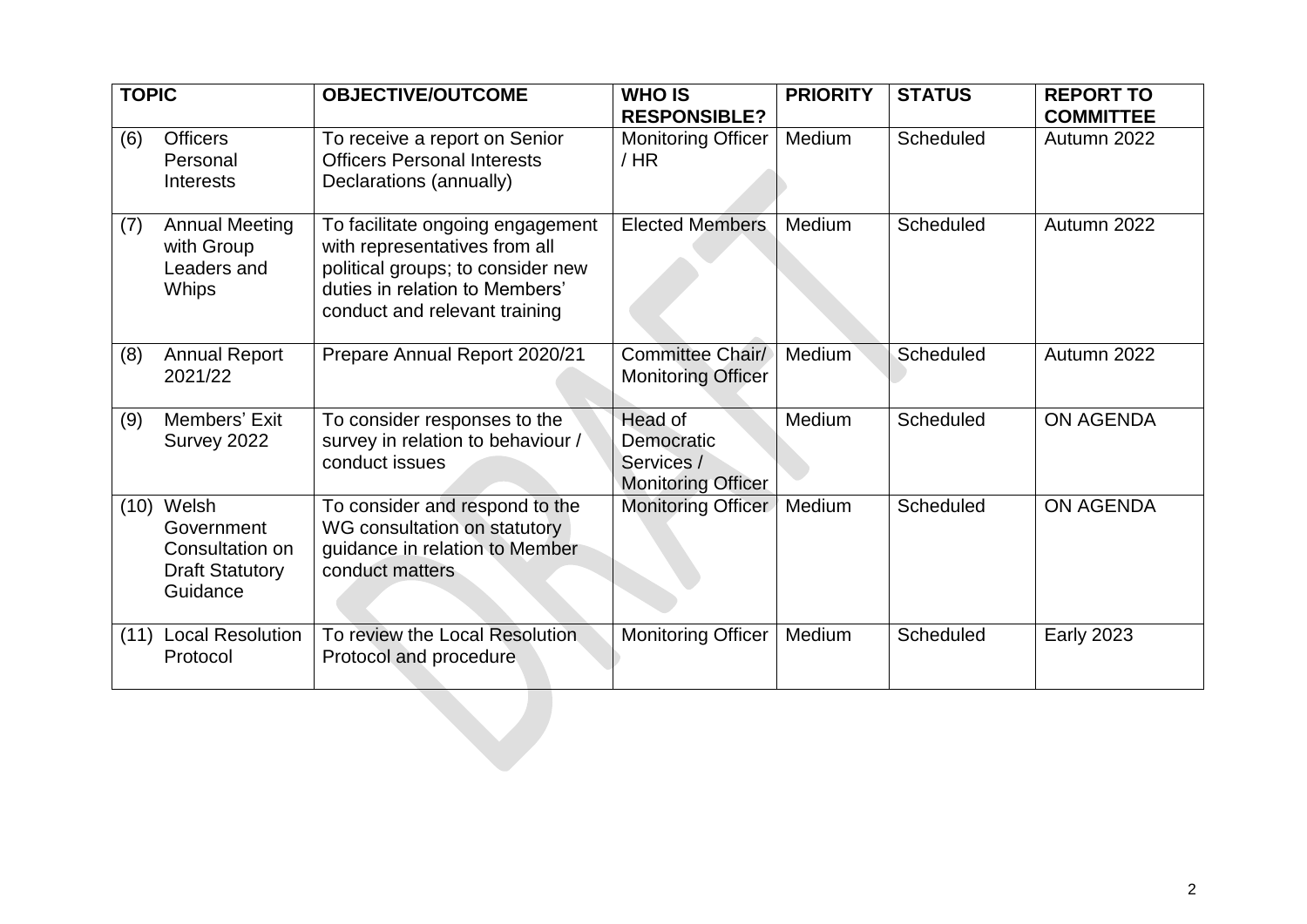| TOPIC | OBJECTIVE/OUTCOME | WHO IS RESPONSIBLE? | PRIORITY | STATUS | REPORT TO COMMITTEE |
|---|---|---|---|---|---|
| (6) Officers Personal Interests | To receive a report on Senior Officers Personal Interests Declarations (annually) | Monitoring Officer / HR | Medium | Scheduled | Autumn 2022 |
| (7) Annual Meeting with Group Leaders and Whips | To facilitate ongoing engagement with representatives from all political groups; to consider new duties in relation to Members' conduct and relevant training | Elected Members | Medium | Scheduled | Autumn 2022 |
| (8) Annual Report 2021/22 | Prepare Annual Report 2020/21 | Committee Chair/ Monitoring Officer | Medium | Scheduled | Autumn 2022 |
| (9) Members' Exit Survey 2022 | To consider responses to the survey in relation to behaviour / conduct issues | Head of Democratic Services / Monitoring Officer | Medium | Scheduled | ON AGENDA |
| (10) Welsh Government Consultation on Draft Statutory Guidance | To consider and respond to the WG consultation on statutory guidance in relation to Member conduct matters | Monitoring Officer | Medium | Scheduled | ON AGENDA |
| (11) Local Resolution Protocol | To review the Local Resolution Protocol and procedure | Monitoring Officer | Medium | Scheduled | Early 2023 |